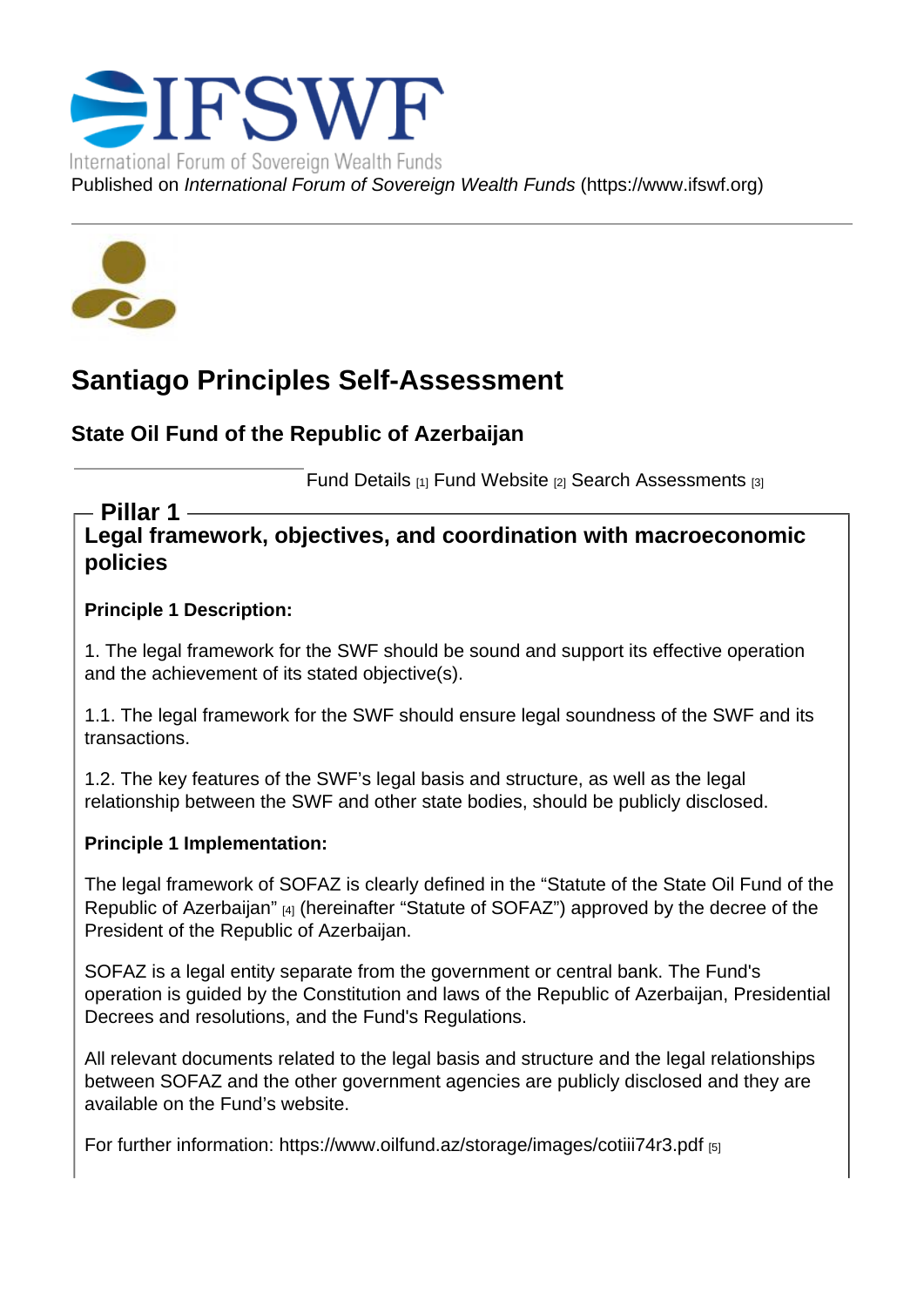Published on *International Forum of Sovereign Wealth Funds* (https://www.ifswf.org)

# Santiago Principles Self-Assessment

## State Oil Fund of the Republic of Azerbaijan

Fund Details [1] Fund Website [2] Search Assessments [3]

### Pillar 1

### Legal framework, objectives, and coordination with macroeconomic policies

**Principle 1 Description:**

1. The legal framework for the SWF should be sound and support its effective operation and the achievement of its stated objective(s).

1.1. The legal framework for the SWF should ensure legal soundness of the SWF and its transactions.

1.2. The key features of the SWF's legal basis and structure, as well as the legal relationship between the SWF and other state bodies, should be publicly disclosed.

**Principle 1 Implementation:**

The legal framework of SOFAZ is clearly defined in the "Statute of the State Oil Fund of the Republic of Azerbaijan" [4] (hereinafter "Statute of SOFAZ") approved by the decree of the President of the Republic of Azerbaijan.

SOFAZ is a legal entity separate from the government or central bank. The Fund's operation is guided by the Constitution and laws of the Republic of Azerbaijan, Presidential Decrees and resolutions, and the Fund's Regulations.

All relevant documents related to the legal basis and structure and the legal relationships between SOFAZ and the other government agencies are publicly disclosed and they are available on the Fund's website.

For further information: https://www.oilfund.az/storage/images/cotiii74r3.pdf [5]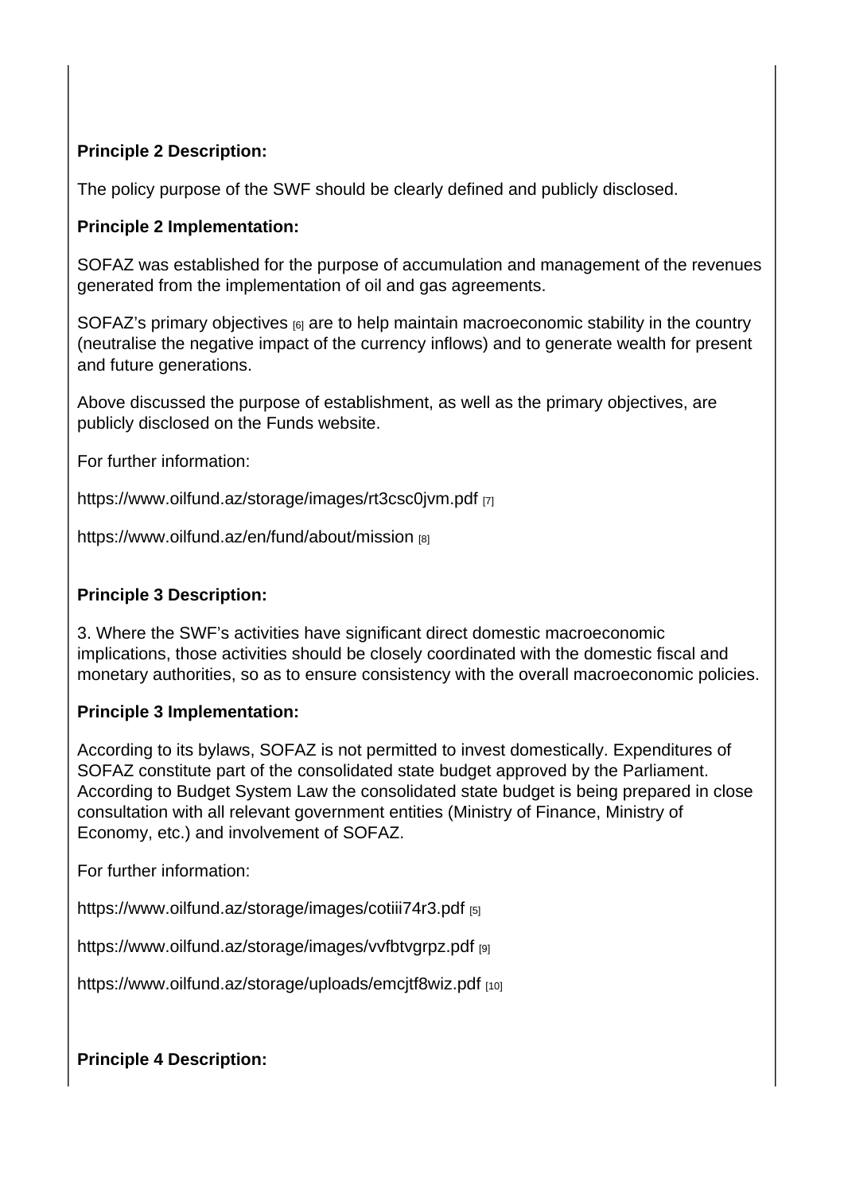**Principle 2 Description:**

The policy purpose of the SWF should be clearly defined and publicly disclosed.

**Principle 2 Implementation:**

SOFAZ was established for the purpose of accumulation and management of the revenues generated from the implementation of oil and gas agreements.

SOFAZ's primary objectives [6] are to help maintain macroeconomic stability in the country (neutralise the negative impact of the currency inflows) and to generate wealth for present and future generations.

Above discussed the purpose of establishment, as well as the primary objectives, are publicly disclosed on the Funds website.

For further information:

https://www.oilfund.az/storage/images/rt3csc0jvm.pdf [7]

https://www.oilfund.az/en/fund/about/mission [8]

**Principle 3 Description:**

3. Where the SWF's activities have significant direct domestic macroeconomic implications, those activities should be closely coordinated with the domestic fiscal and monetary authorities, so as to ensure consistency with the overall macroeconomic policies.

**Principle 3 Implementation:**

According to its bylaws, SOFAZ is not permitted to invest domestically. Expenditures of SOFAZ constitute part of the consolidated state budget approved by the Parliament. According to Budget System Law the consolidated state budget is being prepared in close consultation with all relevant government entities (Ministry of Finance, Ministry of Economy, etc.) and involvement of SOFAZ.

For further information:

https://www.oilfund.az/storage/images/cotiii74r3.pdf [5]

https://www.oilfund.az/storage/images/vvfbtvgrpz.pdf [9]

https://www.oilfund.az/storage/uploads/emcjtf8wiz.pdf [10]

**Principle 4 Description:**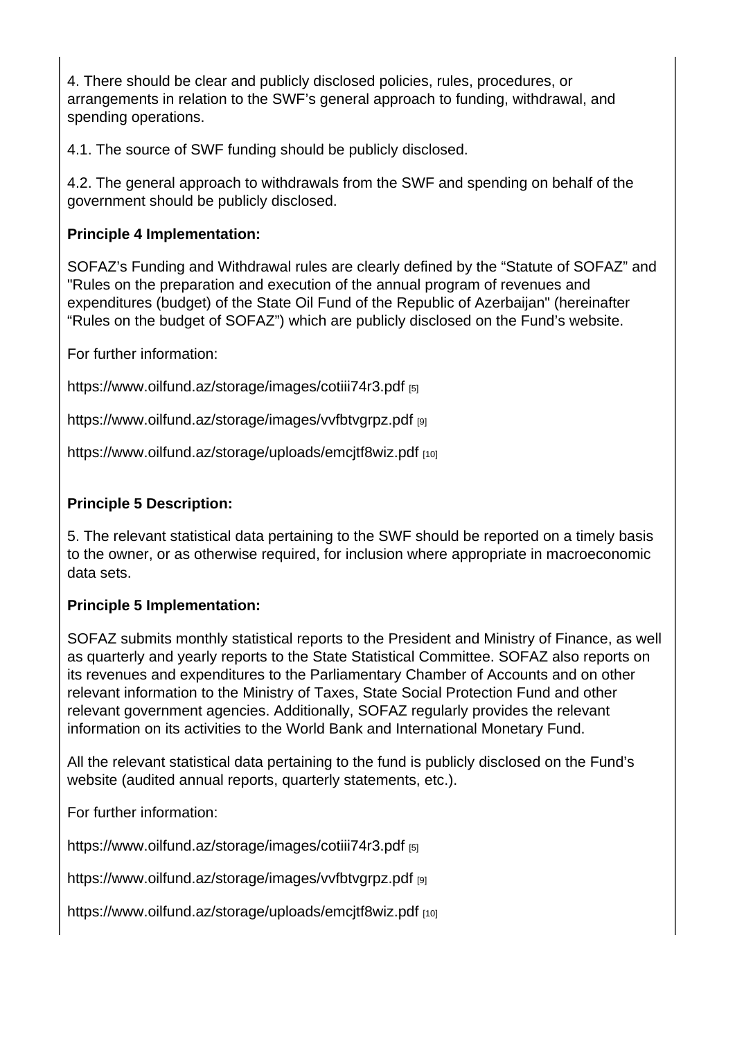4. There should be clear and publicly disclosed policies, rules, procedures, or arrangements in relation to the SWF's general approach to funding, withdrawal, and spending operations.

4.1. The source of SWF funding should be publicly disclosed.

4.2. The general approach to withdrawals from the SWF and spending on behalf of the government should be publicly disclosed.

**Principle 4 Implementation:**

SOFAZ's Funding and Withdrawal rules are clearly defined by the "Statute of SOFAZ" and "Rules on the preparation and execution of the annual program of revenues and expenditures (budget) of the State Oil Fund of the Republic of Azerbaijan" (hereinafter "Rules on the budget of SOFAZ") which are publicly disclosed on the Fund's website.

For further information:

https://www.oilfund.az/storage/images/cotiii74r3.pdf [5]

https://www.oilfund.az/storage/images/vvfbtvgrpz.pdf [9]

https://www.oilfund.az/storage/uploads/emcjtf8wiz.pdf [10]

**Principle 5 Description:**

5. The relevant statistical data pertaining to the SWF should be reported on a timely basis to the owner, or as otherwise required, for inclusion where appropriate in macroeconomic data sets.

**Principle 5 Implementation:**

SOFAZ submits monthly statistical reports to the President and Ministry of Finance, as well as quarterly and yearly reports to the State Statistical Committee. SOFAZ also reports on its revenues and expenditures to the Parliamentary Chamber of Accounts and on other relevant information to the Ministry of Taxes, State Social Protection Fund and other relevant government agencies. Additionally, SOFAZ regularly provides the relevant information on its activities to the World Bank and International Monetary Fund.

All the relevant statistical data pertaining to the fund is publicly disclosed on the Fund's website (audited annual reports, quarterly statements, etc.).

For further information:

https://www.oilfund.az/storage/images/cotiii74r3.pdf [5]

https://www.oilfund.az/storage/images/vvfbtvgrpz.pdf [9]

https://www.oilfund.az/storage/uploads/emcjtf8wiz.pdf [10]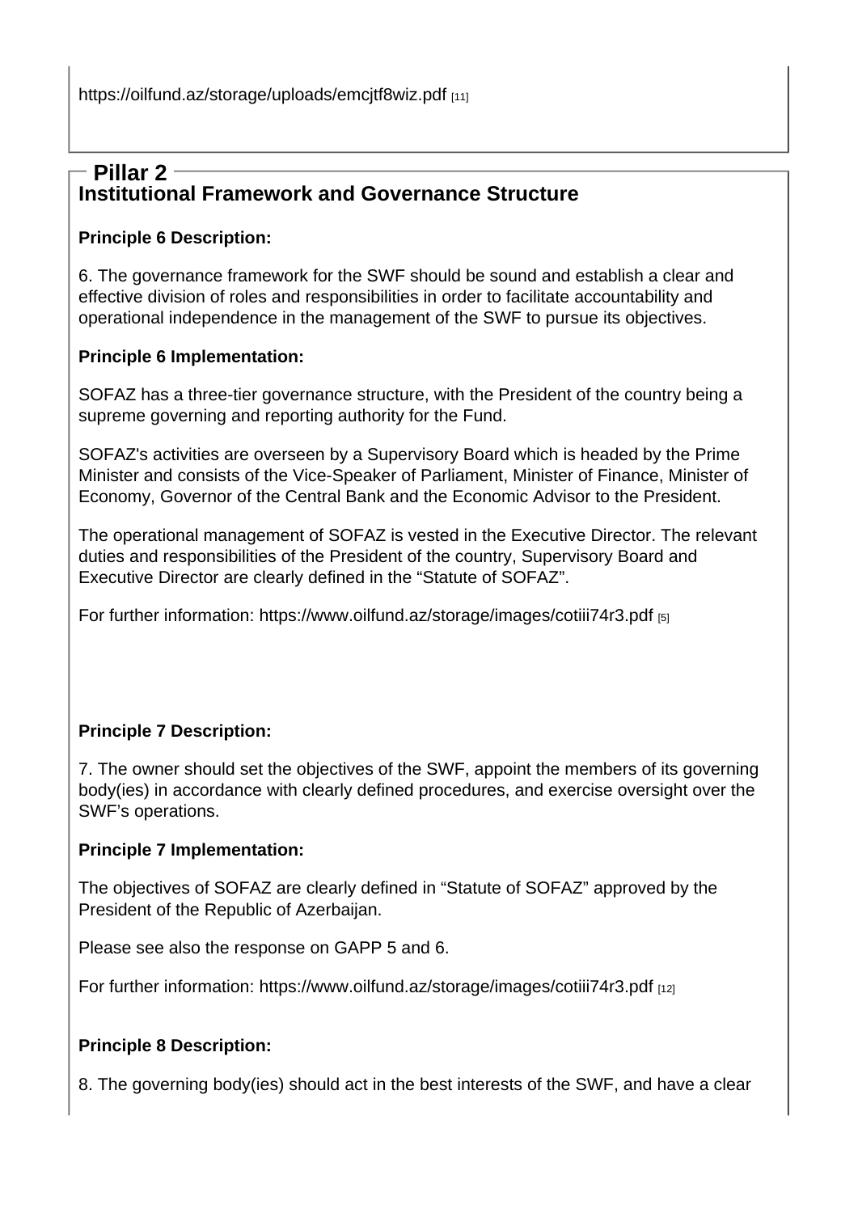https://oilfund.az/storage/uploads/emcjtf8wiz.pdf [11]

## Pillar 2

### Institutional Framework and Governance Structure

**Principle 6 Description:**

6. The governance framework for the SWF should be sound and establish a clear and effective division of roles and responsibilities in order to facilitate accountability and operational independence in the management of the SWF to pursue its objectives.

**Principle 6 Implementation:**

SOFAZ has a three-tier governance structure, with the President of the country being a supreme governing and reporting authority for the Fund.

SOFAZ's activities are overseen by a Supervisory Board which is headed by the Prime Minister and consists of the Vice-Speaker of Parliament, Minister of Finance, Minister of Economy, Governor of the Central Bank and the Economic Advisor to the President.

The operational management of SOFAZ is vested in the Executive Director. The relevant duties and responsibilities of the President of the country, Supervisory Board and Executive Director are clearly defined in the “Statute of SOFAZ”.

For further information: https://www.oilfund.az/storage/images/cotiii74r3.pdf [5]

**Principle 7 Description:**

7. The owner should set the objectives of the SWF, appoint the members of its governing body(ies) in accordance with clearly defined procedures, and exercise oversight over the SWF’s operations.

**Principle 7 Implementation:**

The objectives of SOFAZ are clearly defined in “Statute of SOFAZ” approved by the President of the Republic of Azerbaijan.

Please see also the response on GAPP 5 and 6.

For further information: https://www.oilfund.az/storage/images/cotiii74r3.pdf [12]

**Principle 8 Description:**

8. The governing body(ies) should act in the best interests of the SWF, and have a clear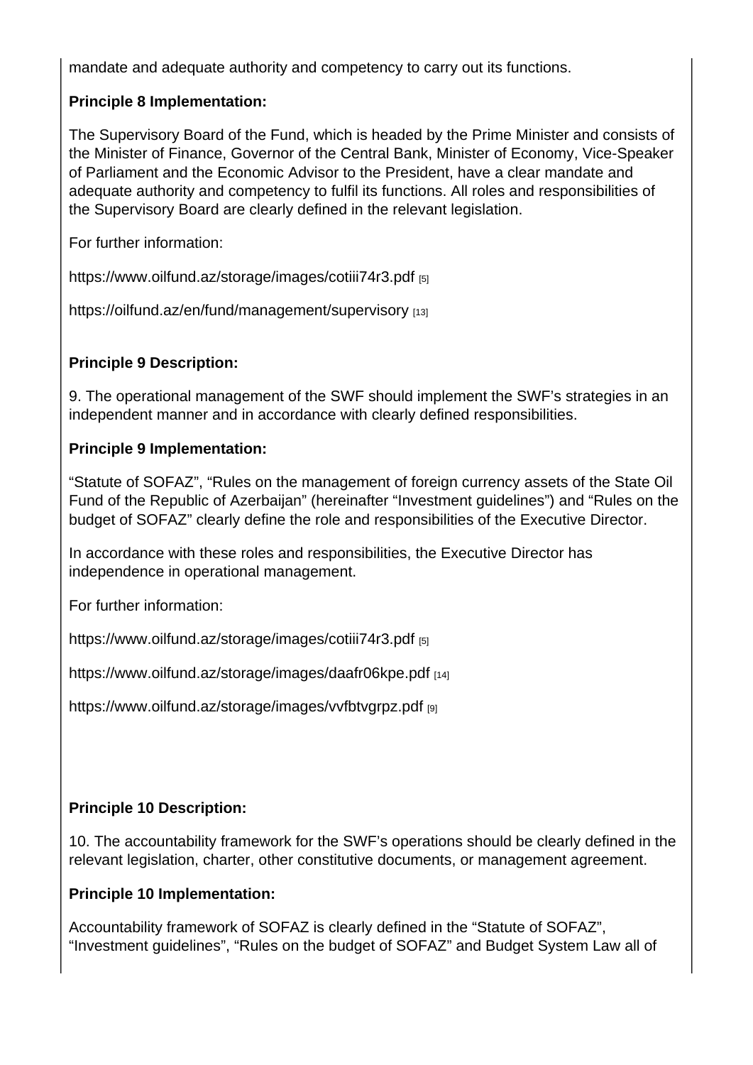mandate and adequate authority and competency to carry out its functions.

**Principle 8 Implementation:**

The Supervisory Board of the Fund, which is headed by the Prime Minister and consists of the Minister of Finance, Governor of the Central Bank, Minister of Economy, Vice-Speaker of Parliament and the Economic Advisor to the President, have a clear mandate and adequate authority and competency to fulfil its functions. All roles and responsibilities of the Supervisory Board are clearly defined in the relevant legislation.

For further information:

https://www.oilfund.az/storage/images/cotiii74r3.pdf [5]

https://oilfund.az/en/fund/management/supervisory [13]

**Principle 9 Description:**

9. The operational management of the SWF should implement the SWF's strategies in an independent manner and in accordance with clearly defined responsibilities.

**Principle 9 Implementation:**

"Statute of SOFAZ", "Rules on the management of foreign currency assets of the State Oil Fund of the Republic of Azerbaijan" (hereinafter "Investment guidelines") and "Rules on the budget of SOFAZ" clearly define the role and responsibilities of the Executive Director.

In accordance with these roles and responsibilities, the Executive Director has independence in operational management.

For further information:

https://www.oilfund.az/storage/images/cotiii74r3.pdf [5]

https://www.oilfund.az/storage/images/daafr06kpe.pdf [14]

https://www.oilfund.az/storage/images/vvfbtvgrpz.pdf [9]

**Principle 10 Description:**

10. The accountability framework for the SWF's operations should be clearly defined in the relevant legislation, charter, other constitutive documents, or management agreement.

**Principle 10 Implementation:**

Accountability framework of SOFAZ is clearly defined in the "Statute of SOFAZ", "Investment guidelines", "Rules on the budget of SOFAZ" and Budget System Law all of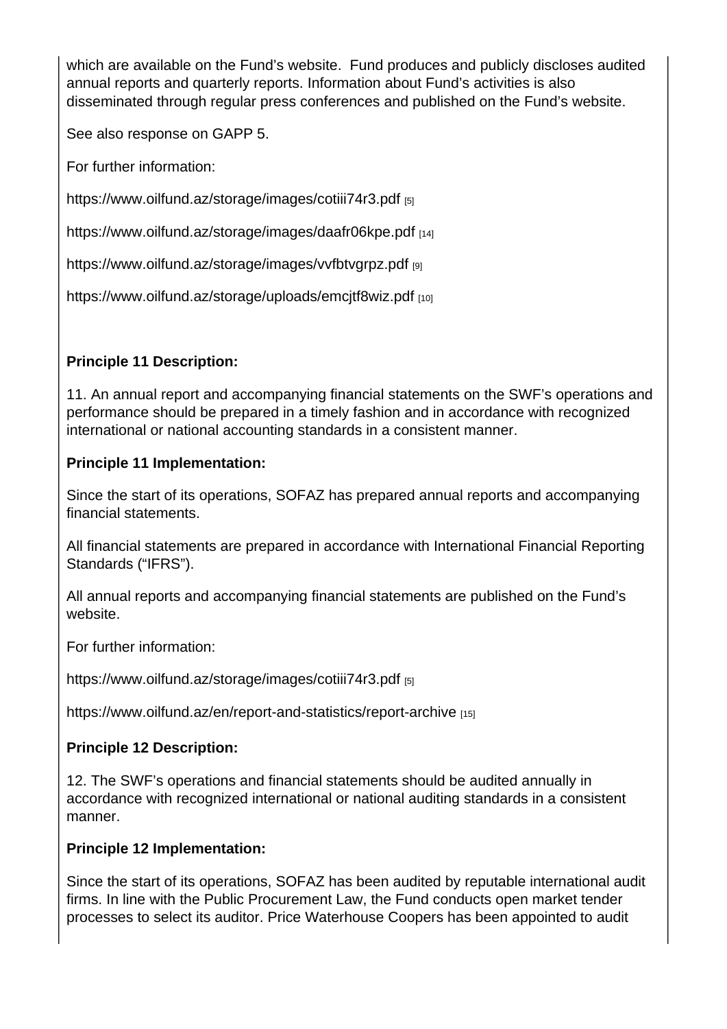which are available on the Fund's website. Fund produces and publicly discloses audited annual reports and quarterly reports. Information about Fund's activities is also disseminated through regular press conferences and published on the Fund's website.

See also response on GAPP 5.

For further information:

https://www.oilfund.az/storage/images/cotiii74r3.pdf [5]

https://www.oilfund.az/storage/images/daafr06kpe.pdf [14]

https://www.oilfund.az/storage/images/vvfbtvgrpz.pdf [9]

https://www.oilfund.az/storage/uploads/emcjtf8wiz.pdf [10]

**Principle 11 Description:**

11. An annual report and accompanying financial statements on the SWF's operations and performance should be prepared in a timely fashion and in accordance with recognized international or national accounting standards in a consistent manner.

**Principle 11 Implementation:**

Since the start of its operations, SOFAZ has prepared annual reports and accompanying financial statements.

All financial statements are prepared in accordance with International Financial Reporting Standards ("IFRS").

All annual reports and accompanying financial statements are published on the Fund's website.

For further information:

https://www.oilfund.az/storage/images/cotiii74r3.pdf [5]

https://www.oilfund.az/en/report-and-statistics/report-archive [15]

**Principle 12 Description:**

12. The SWF's operations and financial statements should be audited annually in accordance with recognized international or national auditing standards in a consistent manner.

**Principle 12 Implementation:**

Since the start of its operations, SOFAZ has been audited by reputable international audit firms. In line with the Public Procurement Law, the Fund conducts open market tender processes to select its auditor. Price Waterhouse Coopers has been appointed to audit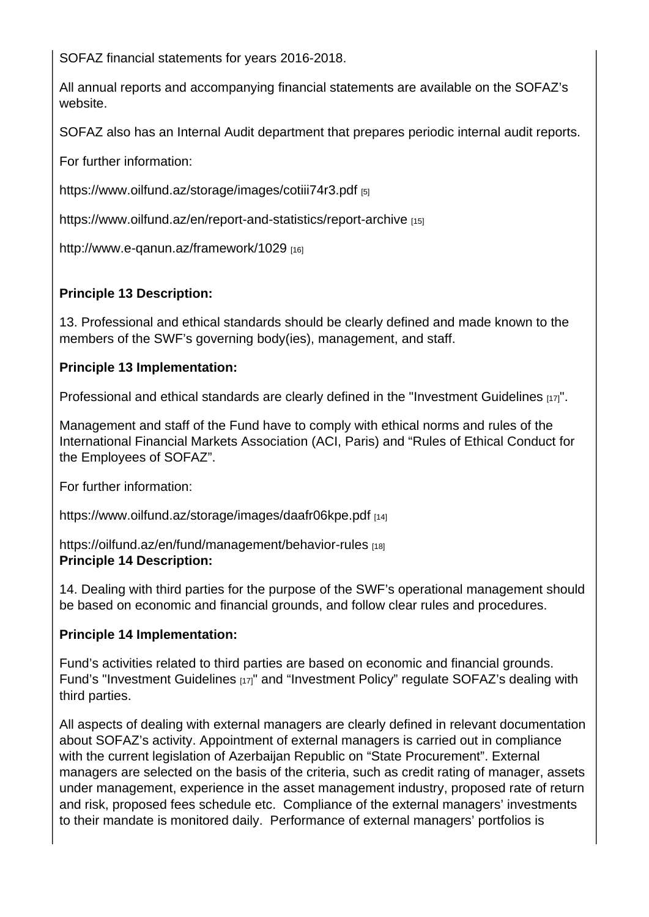SOFAZ financial statements for years 2016-2018.

All annual reports and accompanying financial statements are available on the SOFAZ's website.

SOFAZ also has an Internal Audit department that prepares periodic internal audit reports.

For further information:

https://www.oilfund.az/storage/images/cotiii74r3.pdf [5]

https://www.oilfund.az/en/report-and-statistics/report-archive [15]

http://www.e-qanun.az/framework/1029 [16]

**Principle 13 Description:**

13. Professional and ethical standards should be clearly defined and made known to the members of the SWF's governing body(ies), management, and staff.

**Principle 13 Implementation:**

Professional and ethical standards are clearly defined in the "Investment Guidelines [17]".

Management and staff of the Fund have to comply with ethical norms and rules of the International Financial Markets Association (ACI, Paris) and "Rules of Ethical Conduct for the Employees of SOFAZ".

For further information:

https://www.oilfund.az/storage/images/daafr06kpe.pdf [14]

https://oilfund.az/en/fund/management/behavior-rules [18]

**Principle 14 Description:**

14. Dealing with third parties for the purpose of the SWF's operational management should be based on economic and financial grounds, and follow clear rules and procedures.

**Principle 14 Implementation:**

Fund's activities related to third parties are based on economic and financial grounds. Fund's "Investment Guidelines [17]" and "Investment Policy" regulate SOFAZ's dealing with third parties.

All aspects of dealing with external managers are clearly defined in relevant documentation about SOFAZ's activity. Appointment of external managers is carried out in compliance with the current legislation of Azerbaijan Republic on "State Procurement". External managers are selected on the basis of the criteria, such as credit rating of manager, assets under management, experience in the asset management industry, proposed rate of return and risk, proposed fees schedule etc. Compliance of the external managers' investments to their mandate is monitored daily. Performance of external managers' portfolios is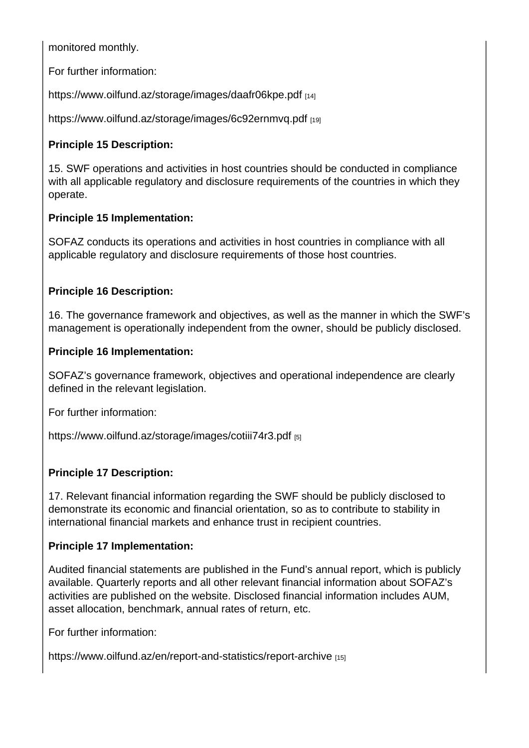monitored monthly.

For further information:

https://www.oilfund.az/storage/images/daafr06kpe.pdf [14]

https://www.oilfund.az/storage/images/6c92ernmvq.pdf [19]

**Principle 15 Description:**

15. SWF operations and activities in host countries should be conducted in compliance with all applicable regulatory and disclosure requirements of the countries in which they operate.

**Principle 15 Implementation:**

SOFAZ conducts its operations and activities in host countries in compliance with all applicable regulatory and disclosure requirements of those host countries.

**Principle 16 Description:**

16. The governance framework and objectives, as well as the manner in which the SWF's management is operationally independent from the owner, should be publicly disclosed.

**Principle 16 Implementation:**

SOFAZ's governance framework, objectives and operational independence are clearly defined in the relevant legislation.

For further information:

https://www.oilfund.az/storage/images/cotiii74r3.pdf [5]

**Principle 17 Description:**

17. Relevant financial information regarding the SWF should be publicly disclosed to demonstrate its economic and financial orientation, so as to contribute to stability in international financial markets and enhance trust in recipient countries.

**Principle 17 Implementation:**

Audited financial statements are published in the Fund's annual report, which is publicly available. Quarterly reports and all other relevant financial information about SOFAZ's activities are published on the website. Disclosed financial information includes AUM, asset allocation, benchmark, annual rates of return, etc.

For further information:

https://www.oilfund.az/en/report-and-statistics/report-archive [15]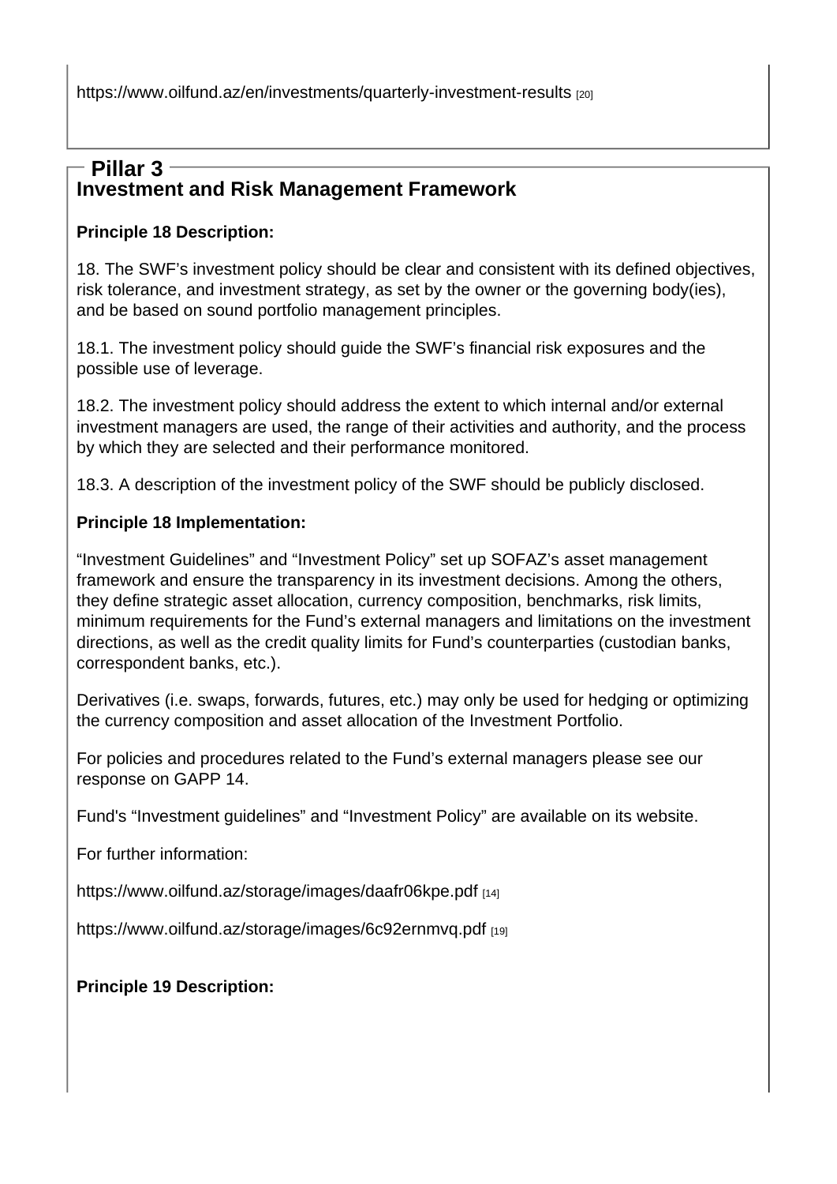https://www.oilfund.az/en/investments/quarterly-investment-results [20]

## Pillar 3

### Investment and Risk Management Framework

**Principle 18 Description:**

18. The SWF's investment policy should be clear and consistent with its defined objectives, risk tolerance, and investment strategy, as set by the owner or the governing body(ies), and be based on sound portfolio management principles.

18.1. The investment policy should guide the SWF's financial risk exposures and the possible use of leverage.

18.2. The investment policy should address the extent to which internal and/or external investment managers are used, the range of their activities and authority, and the process by which they are selected and their performance monitored.

18.3. A description of the investment policy of the SWF should be publicly disclosed.

**Principle 18 Implementation:**

"Investment Guidelines" and "Investment Policy" set up SOFAZ's asset management framework and ensure the transparency in its investment decisions. Among the others, they define strategic asset allocation, currency composition, benchmarks, risk limits, minimum requirements for the Fund's external managers and limitations on the investment directions, as well as the credit quality limits for Fund's counterparties (custodian banks, correspondent banks, etc.).

Derivatives (i.e. swaps, forwards, futures, etc.) may only be used for hedging or optimizing the currency composition and asset allocation of the Investment Portfolio.

For policies and procedures related to the Fund's external managers please see our response on GAPP 14.

Fund's "Investment guidelines" and "Investment Policy" are available on its website.

For further information:

https://www.oilfund.az/storage/images/daafr06kpe.pdf [14]

https://www.oilfund.az/storage/images/6c92ernmvq.pdf [19]

**Principle 19 Description:**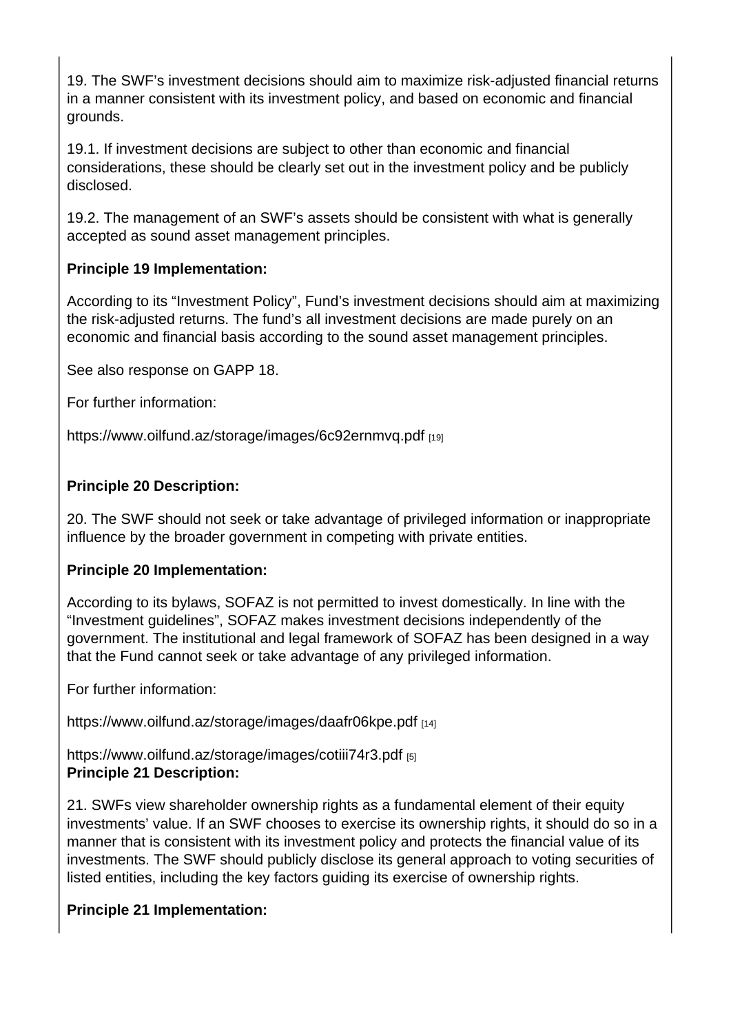19. The SWF's investment decisions should aim to maximize risk-adjusted financial returns in a manner consistent with its investment policy, and based on economic and financial grounds.

19.1. If investment decisions are subject to other than economic and financial considerations, these should be clearly set out in the investment policy and be publicly disclosed.

19.2. The management of an SWF's assets should be consistent with what is generally accepted as sound asset management principles.

**Principle 19 Implementation:**

According to its "Investment Policy", Fund's investment decisions should aim at maximizing the risk-adjusted returns. The fund's all investment decisions are made purely on an economic and financial basis according to the sound asset management principles.

See also response on GAPP 18.

For further information:

https://www.oilfund.az/storage/images/6c92ernmvq.pdf [19]

**Principle 20 Description:**

20. The SWF should not seek or take advantage of privileged information or inappropriate influence by the broader government in competing with private entities.

**Principle 20 Implementation:**

According to its bylaws, SOFAZ is not permitted to invest domestically. In line with the "Investment guidelines", SOFAZ makes investment decisions independently of the government. The institutional and legal framework of SOFAZ has been designed in a way that the Fund cannot seek or take advantage of any privileged information.

For further information:

https://www.oilfund.az/storage/images/daafr06kpe.pdf [14]

https://www.oilfund.az/storage/images/cotiii74r3.pdf [5]

**Principle 21 Description:**

21. SWFs view shareholder ownership rights as a fundamental element of their equity investments' value. If an SWF chooses to exercise its ownership rights, it should do so in a manner that is consistent with its investment policy and protects the financial value of its investments. The SWF should publicly disclose its general approach to voting securities of listed entities, including the key factors guiding its exercise of ownership rights.

**Principle 21 Implementation:**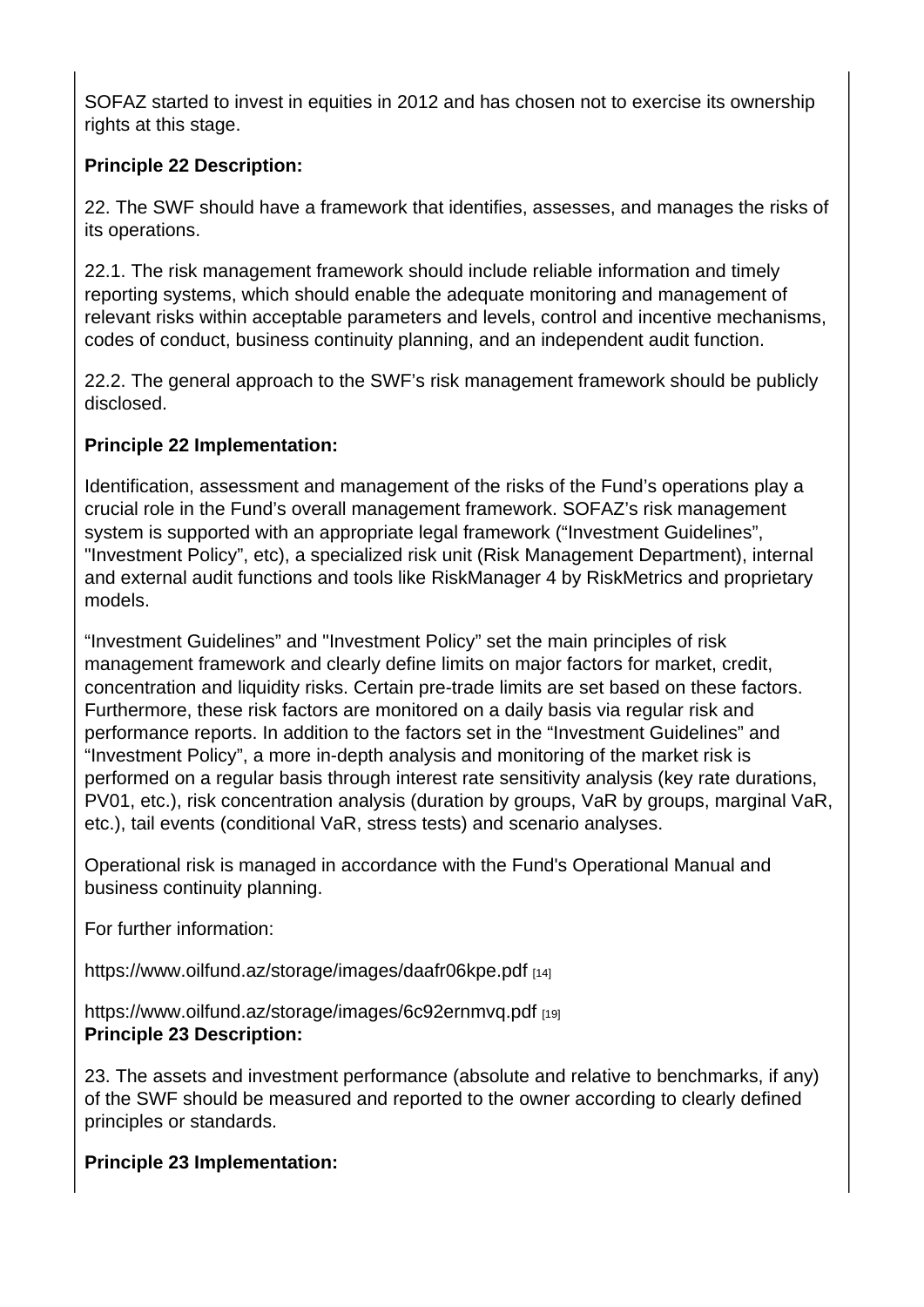SOFAZ started to invest in equities in 2012 and has chosen not to exercise its ownership rights at this stage.

**Principle 22 Description:**

22. The SWF should have a framework that identifies, assesses, and manages the risks of its operations.

22.1. The risk management framework should include reliable information and timely reporting systems, which should enable the adequate monitoring and management of relevant risks within acceptable parameters and levels, control and incentive mechanisms, codes of conduct, business continuity planning, and an independent audit function.

22.2. The general approach to the SWF's risk management framework should be publicly disclosed.

**Principle 22 Implementation:**

Identification, assessment and management of the risks of the Fund's operations play a crucial role in the Fund's overall management framework. SOFAZ's risk management system is supported with an appropriate legal framework ("Investment Guidelines", "Investment Policy", etc), a specialized risk unit (Risk Management Department), internal and external audit functions and tools like RiskManager 4 by RiskMetrics and proprietary models.

"Investment Guidelines" and "Investment Policy" set the main principles of risk management framework and clearly define limits on major factors for market, credit, concentration and liquidity risks. Certain pre-trade limits are set based on these factors. Furthermore, these risk factors are monitored on a daily basis via regular risk and performance reports. In addition to the factors set in the "Investment Guidelines" and "Investment Policy", a more in-depth analysis and monitoring of the market risk is performed on a regular basis through interest rate sensitivity analysis (key rate durations, PV01, etc.), risk concentration analysis (duration by groups, VaR by groups, marginal VaR, etc.), tail events (conditional VaR, stress tests) and scenario analyses.

Operational risk is managed in accordance with the Fund's Operational Manual and business continuity planning.

For further information:

https://www.oilfund.az/storage/images/daafr06kpe.pdf [14]

https://www.oilfund.az/storage/images/6c92ernmvq.pdf [19]

**Principle 23 Description:**

23. The assets and investment performance (absolute and relative to benchmarks, if any) of the SWF should be measured and reported to the owner according to clearly defined principles or standards.

**Principle 23 Implementation:**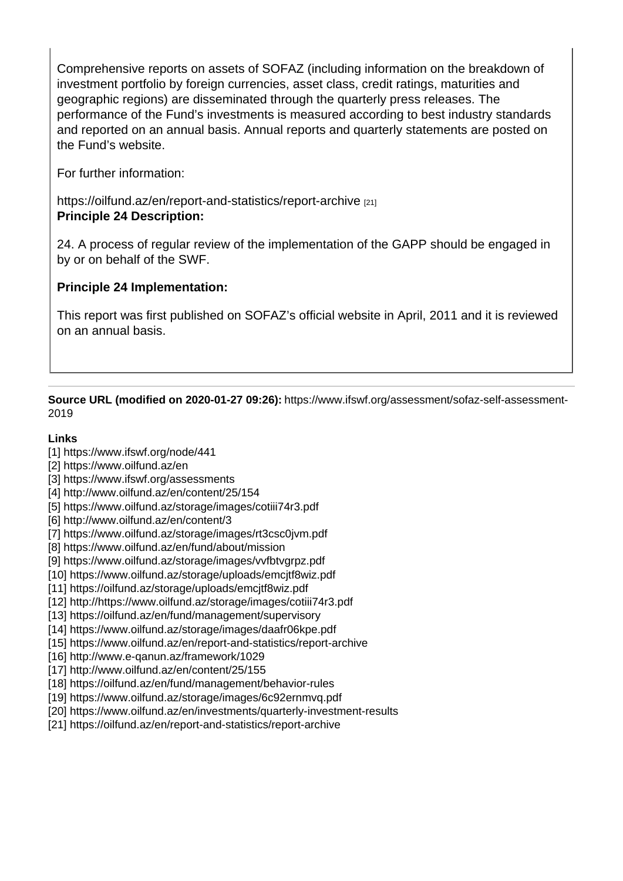Comprehensive reports on assets of SOFAZ (including information on the breakdown of investment portfolio by foreign currencies, asset class, credit ratings, maturities and geographic regions) are disseminated through the quarterly press releases. The performance of the Fund's investments is measured according to best industry standards and reported on an annual basis. Annual reports and quarterly statements are posted on the Fund's website.

For further information:

https://oilfund.az/en/report-and-statistics/report-archive [21]

**Principle 24 Description:**

24. A process of regular review of the implementation of the GAPP should be engaged in by or on behalf of the SWF.

**Principle 24 Implementation:**

This report was first published on SOFAZ's official website in April, 2011 and it is reviewed on an annual basis.

---

**Source URL (modified on 2020-01-27 09:26):** https://www.ifswf.org/assessment/sofaz-self-assessment-2019

**Links**

[1] https://www.ifswf.org/node/441
[2] https://www.oilfund.az/en
[3] https://www.ifswf.org/assessments
[4] http://www.oilfund.az/en/content/25/154
[5] https://www.oilfund.az/storage/images/cotiii74r3.pdf
[6] http://www.oilfund.az/en/content/3
[7] https://www.oilfund.az/storage/images/rt3csc0jvm.pdf
[8] https://www.oilfund.az/en/fund/about/mission
[9] https://www.oilfund.az/storage/images/vvfbtvgrpz.pdf
[10] https://www.oilfund.az/storage/uploads/emcjtf8wiz.pdf
[11] https://oilfund.az/storage/uploads/emcjtf8wiz.pdf
[12] http://https://www.oilfund.az/storage/images/cotiii74r3.pdf
[13] https://oilfund.az/en/fund/management/supervisory
[14] https://www.oilfund.az/storage/images/daafr06kpe.pdf
[15] https://www.oilfund.az/en/report-and-statistics/report-archive
[16] http://www.e-qanun.az/framework/1029
[17] http://www.oilfund.az/en/content/25/155
[18] https://oilfund.az/en/fund/management/behavior-rules
[19] https://www.oilfund.az/storage/images/6c92ernmvq.pdf
[20] https://www.oilfund.az/en/investments/quarterly-investment-results
[21] https://oilfund.az/en/report-and-statistics/report-archive